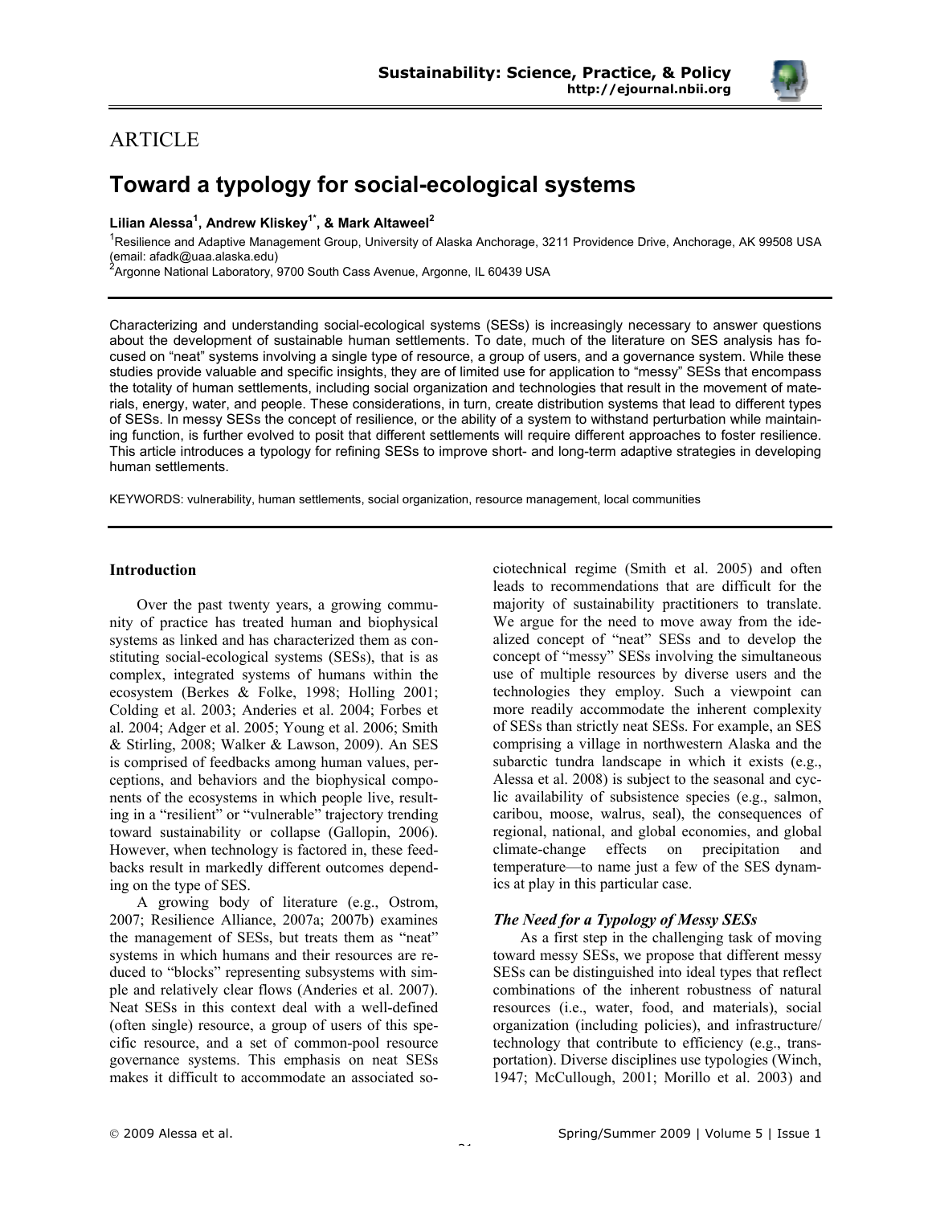## ARTICLE

# Toward a typology for social-ecological systems

**Lilian Alessa[1], Andrew Kliskey[1*], & Mark Altaweel[2]**

[1]Resilience and Adaptive Management Group, University of Alaska Anchorage, 3211 Providence Drive, Anchorage, AK 99508 USA (email: afadk@uaa.alaska.edu)
[2]Argonne National Laboratory, 9700 South Cass Avenue, Argonne, IL 60439 USA

Characterizing and understanding social-ecological systems (SESs) is increasingly necessary to answer questions about the development of sustainable human settlements. To date, much of the literature on SES analysis has focused on "neat" systems involving a single type of resource, a group of users, and a governance system. While these studies provide valuable and specific insights, they are of limited use for application to "messy" SESs that encompass the totality of human settlements, including social organization and technologies that result in the movement of materials, energy, water, and people. These considerations, in turn, create distribution systems that lead to different types of SESs. In messy SESs the concept of resilience, or the ability of a system to withstand perturbation while maintaining function, is further evolved to posit that different settlements will require different approaches to foster resilience. This article introduces a typology for refining SESs to improve short- and long-term adaptive strategies in developing human settlements.

KEYWORDS: vulnerability, human settlements, social organization, resource management, local communities

### Introduction

Over the past twenty years, a growing community of practice has treated human and biophysical systems as linked and has characterized them as constituting social-ecological systems (SESs), that is as complex, integrated systems of humans within the ecosystem (Berkes & Folke, 1998; Holling 2001; Colding et al. 2003; Anderies et al. 2004; Forbes et al. 2004; Adger et al. 2005; Young et al. 2006; Smith & Stirling, 2008; Walker & Lawson, 2009). An SES is comprised of feedbacks among human values, perceptions, and behaviors and the biophysical components of the ecosystems in which people live, resulting in a "resilient" or "vulnerable" trajectory trending toward sustainability or collapse (Gallopin, 2006). However, when technology is factored in, these feedbacks result in markedly different outcomes depending on the type of SES.

A growing body of literature (e.g., Ostrom, 2007; Resilience Alliance, 2007a; 2007b) examines the management of SESs, but treats them as "neat" systems in which humans and their resources are reduced to "blocks" representing subsystems with simple and relatively clear flows (Anderies et al. 2007). Neat SESs in this context deal with a well-defined (often single) resource, a group of users of this specific resource, and a set of common-pool resource governance systems. This emphasis on neat SESs makes it difficult to accommodate an associated sociotechnical regime (Smith et al. 2005) and often leads to recommendations that are difficult for the majority of sustainability practitioners to translate. We argue for the need to move away from the idealized concept of "neat" SESs and to develop the concept of "messy" SESs involving the simultaneous use of multiple resources by diverse users and the technologies they employ. Such a viewpoint can more readily accommodate the inherent complexity of SESs than strictly neat SESs. For example, an SES comprising a village in northwestern Alaska and the subarctic tundra landscape in which it exists (e.g., Alessa et al. 2008) is subject to the seasonal and cyclic availability of subsistence species (e.g., salmon, caribou, moose, walrus, seal), the consequences of regional, national, and global economies, and global climate-change effects on precipitation and temperature—to name just a few of the SES dynamics at play in this particular case.

### *The Need for a Typology of Messy SESs*

As a first step in the challenging task of moving toward messy SESs, we propose that different messy SESs can be distinguished into ideal types that reflect combinations of the inherent robustness of natural resources (i.e., water, food, and materials), social organization (including policies), and infrastructure/technology that contribute to efficiency (e.g., transportation). Diverse disciplines use typologies (Winch, 1947; McCullough, 2001; Morillo et al. 2003) and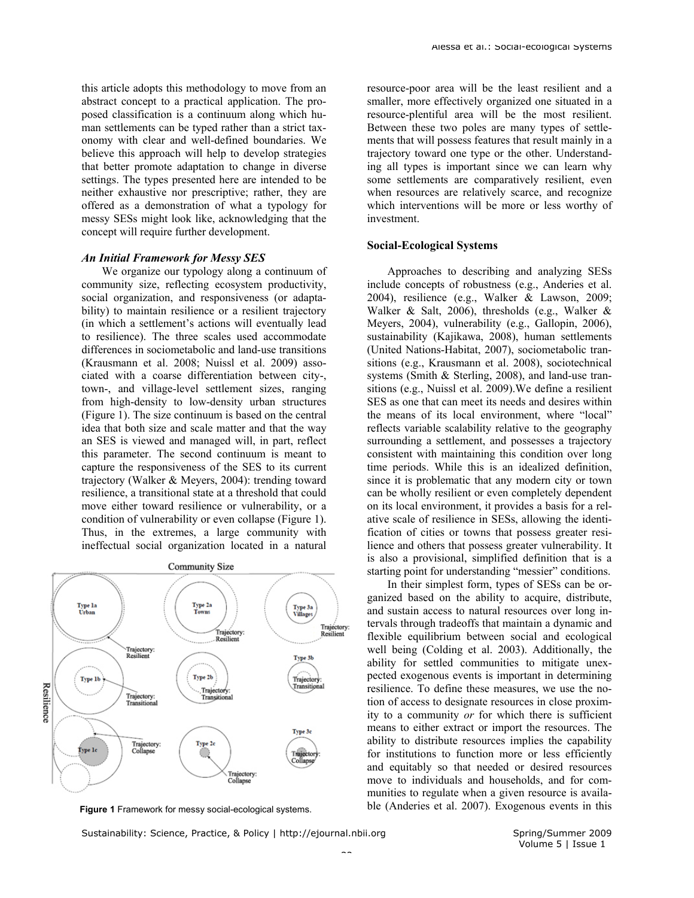this article adopts this methodology to move from an abstract concept to a practical application. The proposed classification is a continuum along which human settlements can be typed rather than a strict taxonomy with clear and well-defined boundaries. We believe this approach will help to develop strategies that better promote adaptation to change in diverse settings. The types presented here are intended to be neither exhaustive nor prescriptive; rather, they are offered as a demonstration of what a typology for messy SESs might look like, acknowledging that the concept will require further development.

### *An Initial Framework for Messy SES*

We organize our typology along a continuum of community size, reflecting ecosystem productivity, social organization, and responsiveness (or adaptability) to maintain resilience or a resilient trajectory (in which a settlement's actions will eventually lead to resilience). The three scales used accommodate differences in sociometabolic and land-use transitions (Krausmann et al. 2008; Nuissl et al. 2009) associated with a coarse differentiation between city-, town-, and village-level settlement sizes, ranging from high-density to low-density urban structures (Figure 1). The size continuum is based on the central idea that both size and scale matter and that the way an SES is viewed and managed will, in part, reflect this parameter. The second continuum is meant to capture the responsiveness of the SES to its current trajectory (Walker & Meyers, 2004): trending toward resilience, a transitional state at a threshold that could move either toward resilience or vulnerability, or a condition of vulnerability or even collapse (Figure 1). Thus, in the extremes, a large community with ineffectual social organization located in a natural resource-poor area will be the least resilient and a smaller, more effectively organized one situated in a resource-plentiful area will be the most resilient. Between these two poles are many types of settlements that will possess features that result mainly in a trajectory toward one type or the other. Understanding all types is important since we can learn why some settlements are comparatively resilient, even when resources are relatively scarce, and recognize which interventions will be more or less worthy of investment.

**Figure 1** Framework for messy social-ecological systems.

## Social-Ecological Systems

Approaches to describing and analyzing SESs include concepts of robustness (e.g., Anderies et al. 2004), resilience (e.g., Walker & Lawson, 2009; Walker & Salt, 2006), thresholds (e.g., Walker & Meyers, 2004), vulnerability (e.g., Gallopin, 2006), sustainability (Kajikawa, 2008), human settlements (United Nations-Habitat, 2007), sociometabolic transitions (e.g., Krausmann et al. 2008), sociotechnical systems (Smith & Sterling, 2008), and land-use transitions (e.g., Nuissl et al. 2009).We define a resilient SES as one that can meet its needs and desires within the means of its local environment, where "local" reflects variable scalability relative to the geography surrounding a settlement, and possesses a trajectory consistent with maintaining this condition over long time periods. While this is an idealized definition, since it is problematic that any modern city or town can be wholly resilient or even completely dependent on its local environment, it provides a basis for a relative scale of resilience in SESs, allowing the identification of cities or towns that possess greater resilience and others that possess greater vulnerability. It is also a provisional, simplified definition that is a starting point for understanding "messier" conditions.

In their simplest form, types of SESs can be organized based on the ability to acquire, distribute, and sustain access to natural resources over long intervals through tradeoffs that maintain a dynamic and flexible equilibrium between social and ecological well being (Colding et al. 2003). Additionally, the ability for settled communities to mitigate unexpected exogenous events is important in determining resilience. To define these measures, we use the notion of access to designate resources in close proximity to a community *or* for which there is sufficient means to either extract or import the resources. The ability to distribute resources implies the capability for institutions to function more or less efficiently and equitably so that needed or desired resources move to individuals and households, and for communities to regulate when a given resource is available (Anderies et al. 2007). Exogenous events in this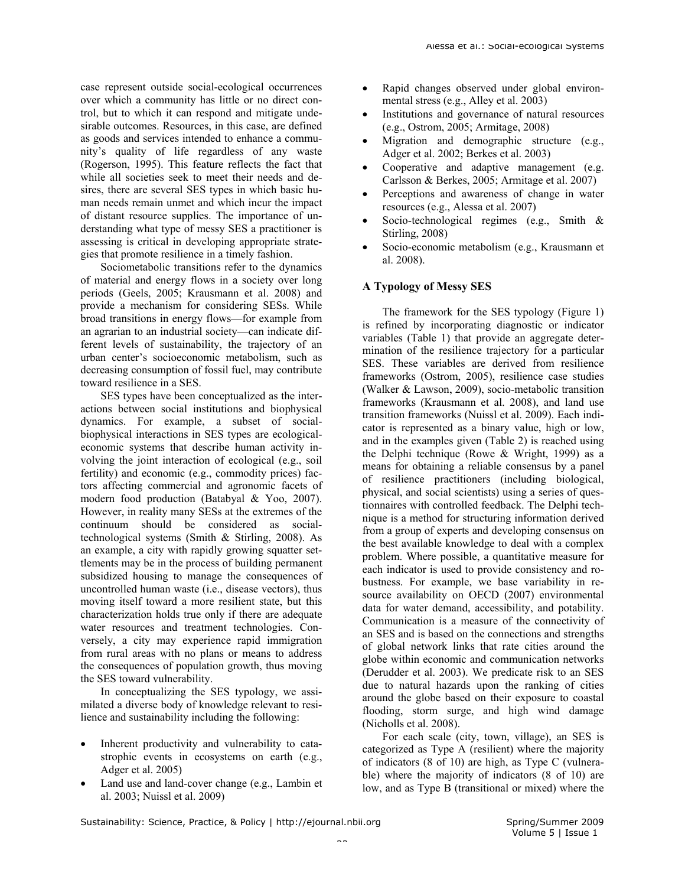case represent outside social-ecological occurrences over which a community has little or no direct control, but to which it can respond and mitigate undesirable outcomes. Resources, in this case, are defined as goods and services intended to enhance a community's quality of life regardless of any waste (Rogerson, 1995). This feature reflects the fact that while all societies seek to meet their needs and desires, there are several SES types in which basic human needs remain unmet and which incur the impact of distant resource supplies. The importance of understanding what type of messy SES a practitioner is assessing is critical in developing appropriate strategies that promote resilience in a timely fashion.

Sociometabolic transitions refer to the dynamics of material and energy flows in a society over long periods (Geels, 2005; Krausmann et al. 2008) and provide a mechanism for considering SESs. While broad transitions in energy flows—for example from an agrarian to an industrial society—can indicate different levels of sustainability, the trajectory of an urban center's socioeconomic metabolism, such as decreasing consumption of fossil fuel, may contribute toward resilience in a SES.

SES types have been conceptualized as the interactions between social institutions and biophysical dynamics. For example, a subset of social-biophysical interactions in SES types are ecological-economic systems that describe human activity involving the joint interaction of ecological (e.g., soil fertility) and economic (e.g., commodity prices) factors affecting commercial and agronomic facets of modern food production (Batabyal & Yoo, 2007). However, in reality many SESs at the extremes of the continuum should be considered as social-technological systems (Smith & Stirling, 2008). As an example, a city with rapidly growing squatter settlements may be in the process of building permanent subsidized housing to manage the consequences of uncontrolled human waste (i.e., disease vectors), thus moving itself toward a more resilient state, but this characterization holds true only if there are adequate water resources and treatment technologies. Conversely, a city may experience rapid immigration from rural areas with no plans or means to address the consequences of population growth, thus moving the SES toward vulnerability.

In conceptualizing the SES typology, we assimilated a diverse body of knowledge relevant to resilience and sustainability including the following:

- Inherent productivity and vulnerability to catastrophic events in ecosystems on earth (e.g., Adger et al. 2005)
- Land use and land-cover change (e.g., Lambin et al. 2003; Nuissl et al. 2009)
- Rapid changes observed under global environmental stress (e.g., Alley et al. 2003)
- Institutions and governance of natural resources (e.g., Ostrom, 2005; Armitage, 2008)
- Migration and demographic structure (e.g., Adger et al. 2002; Berkes et al. 2003)
- Cooperative and adaptive management (e.g. Carlsson & Berkes, 2005; Armitage et al. 2007)
- Perceptions and awareness of change in water resources (e.g., Alessa et al. 2007)
- Socio-technological regimes (e.g., Smith & Stirling, 2008)
- Socio-economic metabolism (e.g., Krausmann et al. 2008).

## A Typology of Messy SES

The framework for the SES typology (Figure 1) is refined by incorporating diagnostic or indicator variables (Table 1) that provide an aggregate determination of the resilience trajectory for a particular SES. These variables are derived from resilience frameworks (Ostrom, 2005), resilience case studies (Walker & Lawson, 2009), socio-metabolic transition frameworks (Krausmann et al. 2008), and land use transition frameworks (Nuissl et al. 2009). Each indicator is represented as a binary value, high or low, and in the examples given (Table 2) is reached using the Delphi technique (Rowe & Wright, 1999) as a means for obtaining a reliable consensus by a panel of resilience practitioners (including biological, physical, and social scientists) using a series of questionnaires with controlled feedback. The Delphi technique is a method for structuring information derived from a group of experts and developing consensus on the best available knowledge to deal with a complex problem. Where possible, a quantitative measure for each indicator is used to provide consistency and robustness. For example, we base variability in resource availability on OECD (2007) environmental data for water demand, accessibility, and potability. Communication is a measure of the connectivity of an SES and is based on the connections and strengths of global network links that rate cities around the globe within economic and communication networks (Derudder et al. 2003). We predicate risk to an SES due to natural hazards upon the ranking of cities around the globe based on their exposure to coastal flooding, storm surge, and high wind damage (Nicholls et al. 2008).

For each scale (city, town, village), an SES is categorized as Type A (resilient) where the majority of indicators (8 of 10) are high, as Type C (vulnerable) where the majority of indicators (8 of 10) are low, and as Type B (transitional or mixed) where the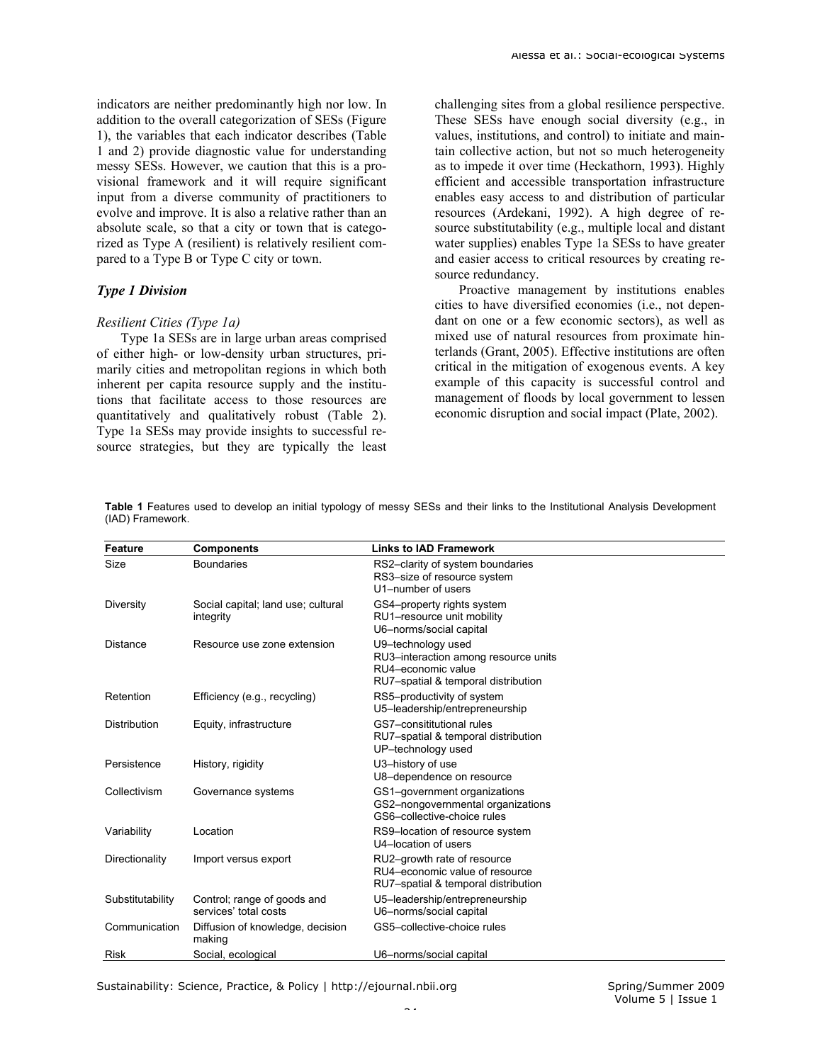indicators are neither predominantly high nor low. In addition to the overall categorization of SESs (Figure 1), the variables that each indicator describes (Table 1 and 2) provide diagnostic value for understanding messy SESs. However, we caution that this is a provisional framework and it will require significant input from a diverse community of practitioners to evolve and improve. It is also a relative rather than an absolute scale, so that a city or town that is categorized as Type A (resilient) is relatively resilient compared to a Type B or Type C city or town.

### *Type 1 Division*

#### *Resilient Cities (Type 1a)*

Type 1a SESs are in large urban areas comprised of either high- or low-density urban structures, primarily cities and metropolitan regions in which both inherent per capita resource supply and the institutions that facilitate access to those resources are quantitatively and qualitatively robust (Table 2). Type 1a SESs may provide insights to successful resource strategies, but they are typically the least challenging sites from a global resilience perspective. These SESs have enough social diversity (e.g., in values, institutions, and control) to initiate and maintain collective action, but not so much heterogeneity as to impede it over time (Heckathorn, 1993). Highly efficient and accessible transportation infrastructure enables easy access to and distribution of particular resources (Ardekani, 1992). A high degree of resource substitutability (e.g., multiple local and distant water supplies) enables Type 1a SESs to have greater and easier access to critical resources by creating resource redundancy.

Proactive management by institutions enables cities to have diversified economies (i.e., not dependant on one or a few economic sectors), as well as mixed use of natural resources from proximate hinterlands (Grant, 2005). Effective institutions are often critical in the mitigation of exogenous events. A key example of this capacity is successful control and management of floods by local government to lessen economic disruption and social impact (Plate, 2002).

**Table 1** Features used to develop an initial typology of messy SESs and their links to the Institutional Analysis Development (IAD) Framework.

| Feature | Components | Links to IAD Framework |
|---|---|---|
| Size | Boundaries | RS2–clarity of system boundaries<br>RS3–size of resource system<br>U1–number of users |
| Diversity | Social capital; land use; cultural integrity | GS4–property rights system<br>RU1–resource unit mobility<br>U6–norms/social capital |
| Distance | Resource use zone extension | U9–technology used<br>RU3–interaction among resource units<br>RU4–economic value<br>RU7–spatial & temporal distribution |
| Retention | Efficiency (e.g., recycling) | RS5–productivity of system<br>U5–leadership/entrepreneurship |
| Distribution | Equity, infrastructure | GS7–consititutional rules<br>RU7–spatial & temporal distribution<br>UP–technology used |
| Persistence | History, rigidity | U3–history of use<br>U8–dependence on resource |
| Collectivism | Governance systems | GS1–government organizations<br>GS2–nongovernmental organizations<br>GS6–collective-choice rules |
| Variability | Location | RS9–location of resource system<br>U4–location of users |
| Directionality | Import versus export | RU2–growth rate of resource<br>RU4–economic value of resource<br>RU7–spatial & temporal distribution |
| Substitutability | Control; range of goods and services' total costs | U5–leadership/entrepreneurship<br>U6–norms/social capital |
| Communication | Diffusion of knowledge, decision making | GS5–collective-choice rules |
| Risk | Social, ecological | U6–norms/social capital |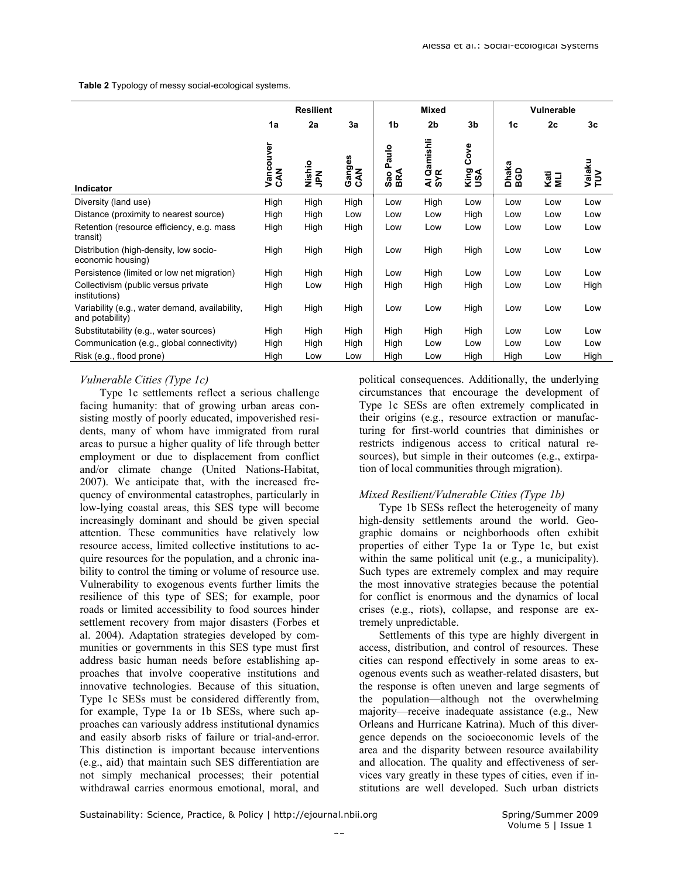**Table 2** Typology of messy social-ecological systems.

| | Resilient | | | Mixed | | | Vulnerable | | |
|---|---|---|---|---|---|---|---|---|---|
| | 1a | 2a | 3a | 1b | 2b | 3b | 1c | 2c | 3c |
| **Indicator** | Vancouver CAN | Nishio JPN | Ganges CAN | Sao Paulo BRA | Al Qamishli SYR | King Cove USA | Dhaka BGD | Kati MLI | Vaiaku TUV |
| Diversity (land use) | High | High | High | Low | High | Low | Low | Low | Low |
| Distance (proximity to nearest source) | High | High | Low | Low | Low | High | Low | Low | Low |
| Retention (resource efficiency, e.g. mass transit) | High | High | High | Low | Low | Low | Low | Low | Low |
| Distribution (high-density, low socio-economic housing) | High | High | High | Low | High | High | Low | Low | Low |
| Persistence (limited or low net migration) | High | High | High | Low | High | Low | Low | Low | Low |
| Collectivism (public versus private institutions) | High | Low | High | High | High | High | Low | Low | High |
| Variability (e.g., water demand, availability, and potability) | High | High | High | Low | Low | High | Low | Low | Low |
| Substitutability (e.g., water sources) | High | High | High | High | High | High | Low | Low | Low |
| Communication (e.g., global connectivity) | High | High | High | High | Low | Low | Low | Low | Low |
| Risk (e.g., flood prone) | High | Low | Low | High | Low | High | High | Low | High |

### *Vulnerable Cities (Type 1c)*

Type 1c settlements reflect a serious challenge facing humanity: that of growing urban areas consisting mostly of poorly educated, impoverished residents, many of whom have immigrated from rural areas to pursue a higher quality of life through better employment or due to displacement from conflict and/or climate change (United Nations-Habitat, 2007). We anticipate that, with the increased frequency of environmental catastrophes, particularly in low-lying coastal areas, this SES type will become increasingly dominant and should be given special attention. These communities have relatively low resource access, limited collective institutions to acquire resources for the population, and a chronic inability to control the timing or volume of resource use. Vulnerability to exogenous events further limits the resilience of this type of SES; for example, poor roads or limited accessibility to food sources hinder settlement recovery from major disasters (Forbes et al. 2004). Adaptation strategies developed by communities or governments in this SES type must first address basic human needs before establishing approaches that involve cooperative institutions and innovative technologies. Because of this situation, Type 1c SESs must be considered differently from, for example, Type 1a or 1b SESs, where such approaches can variously address institutional dynamics and easily absorb risks of failure or trial-and-error. This distinction is important because interventions (e.g., aid) that maintain such SES differentiation are not simply mechanical processes; their potential withdrawal carries enormous emotional, moral, and political consequences. Additionally, the underlying circumstances that encourage the development of Type 1c SESs are often extremely complicated in their origins (e.g., resource extraction or manufacturing for first-world countries that diminishes or restricts indigenous access to critical natural resources), but simple in their outcomes (e.g., extirpation of local communities through migration).

### *Mixed Resilient/Vulnerable Cities (Type 1b)*

Type 1b SESs reflect the heterogeneity of many high-density settlements around the world. Geographic domains or neighborhoods often exhibit properties of either Type 1a or Type 1c, but exist within the same political unit (e.g., a municipality). Such types are extremely complex and may require the most innovative strategies because the potential for conflict is enormous and the dynamics of local crises (e.g., riots), collapse, and response are extremely unpredictable.

Settlements of this type are highly divergent in access, distribution, and control of resources. These cities can respond effectively in some areas to exogenous events such as weather-related disasters, but the response is often uneven and large segments of the population—although not the overwhelming majority—receive inadequate assistance (e.g., New Orleans and Hurricane Katrina). Much of this divergence depends on the socioeconomic levels of the area and the disparity between resource availability and allocation. The quality and effectiveness of services vary greatly in these types of cities, even if institutions are well developed. Such urban districts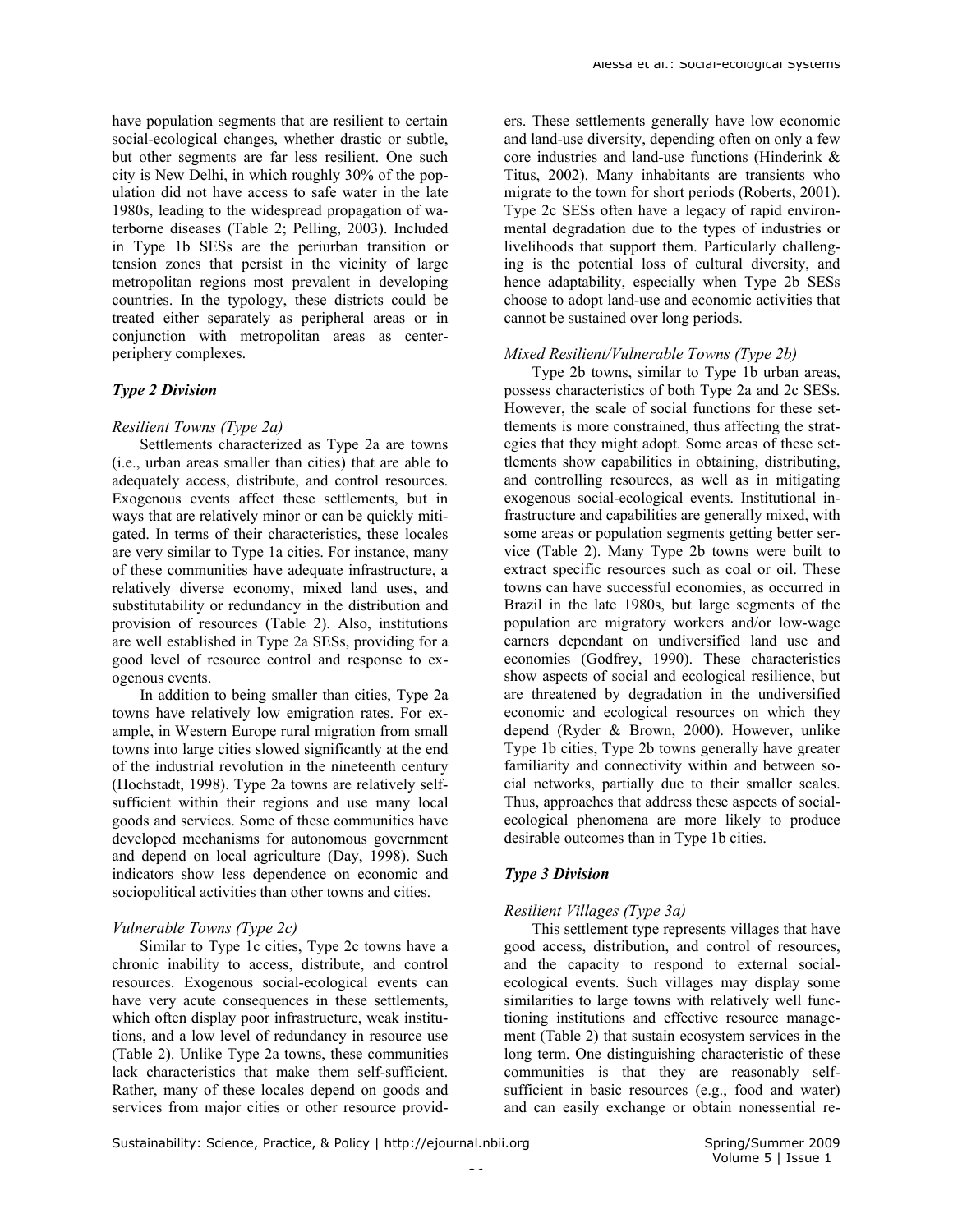have population segments that are resilient to certain social-ecological changes, whether drastic or subtle, but other segments are far less resilient. One such city is New Delhi, in which roughly 30% of the population did not have access to safe water in the late 1980s, leading to the widespread propagation of waterborne diseases (Table 2; Pelling, 2003). Included in Type 1b SESs are the periurban transition or tension zones that persist in the vicinity of large metropolitan regions–most prevalent in developing countries. In the typology, these districts could be treated either separately as peripheral areas or in conjunction with metropolitan areas as center-periphery complexes.

### *Type 2 Division*

#### *Resilient Towns (Type 2a)*

Settlements characterized as Type 2a are towns (i.e., urban areas smaller than cities) that are able to adequately access, distribute, and control resources. Exogenous events affect these settlements, but in ways that are relatively minor or can be quickly mitigated. In terms of their characteristics, these locales are very similar to Type 1a cities. For instance, many of these communities have adequate infrastructure, a relatively diverse economy, mixed land uses, and substitutability or redundancy in the distribution and provision of resources (Table 2). Also, institutions are well established in Type 2a SESs, providing for a good level of resource control and response to exogenous events.

In addition to being smaller than cities, Type 2a towns have relatively low emigration rates. For example, in Western Europe rural migration from small towns into large cities slowed significantly at the end of the industrial revolution in the nineteenth century (Hochstadt, 1998). Type 2a towns are relatively self-sufficient within their regions and use many local goods and services. Some of these communities have developed mechanisms for autonomous government and depend on local agriculture (Day, 1998). Such indicators show less dependence on economic and sociopolitical activities than other towns and cities.

#### *Vulnerable Towns (Type 2c)*

Similar to Type 1c cities, Type 2c towns have a chronic inability to access, distribute, and control resources. Exogenous social-ecological events can have very acute consequences in these settlements, which often display poor infrastructure, weak institutions, and a low level of redundancy in resource use (Table 2). Unlike Type 2a towns, these communities lack characteristics that make them self-sufficient. Rather, many of these locales depend on goods and services from major cities or other resource providers. These settlements generally have low economic and land-use diversity, depending often on only a few core industries and land-use functions (Hinderink & Titus, 2002). Many inhabitants are transients who migrate to the town for short periods (Roberts, 2001). Type 2c SESs often have a legacy of rapid environmental degradation due to the types of industries or livelihoods that support them. Particularly challenging is the potential loss of cultural diversity, and hence adaptability, especially when Type 2b SESs choose to adopt land-use and economic activities that cannot be sustained over long periods.

#### *Mixed Resilient/Vulnerable Towns (Type 2b)*

Type 2b towns, similar to Type 1b urban areas, possess characteristics of both Type 2a and 2c SESs. However, the scale of social functions for these settlements is more constrained, thus affecting the strategies that they might adopt. Some areas of these settlements show capabilities in obtaining, distributing, and controlling resources, as well as in mitigating exogenous social-ecological events. Institutional infrastructure and capabilities are generally mixed, with some areas or population segments getting better service (Table 2). Many Type 2b towns were built to extract specific resources such as coal or oil. These towns can have successful economies, as occurred in Brazil in the late 1980s, but large segments of the population are migratory workers and/or low-wage earners dependant on undiversified land use and economies (Godfrey, 1990). These characteristics show aspects of social and ecological resilience, but are threatened by degradation in the undiversified economic and ecological resources on which they depend (Ryder & Brown, 2000). However, unlike Type 1b cities, Type 2b towns generally have greater familiarity and connectivity within and between social networks, partially due to their smaller scales. Thus, approaches that address these aspects of social-ecological phenomena are more likely to produce desirable outcomes than in Type 1b cities.

### *Type 3 Division*

#### *Resilient Villages (Type 3a)*

This settlement type represents villages that have good access, distribution, and control of resources, and the capacity to respond to external social-ecological events. Such villages may display some similarities to large towns with relatively well functioning institutions and effective resource management (Table 2) that sustain ecosystem services in the long term. One distinguishing characteristic of these communities is that they are reasonably self-sufficient in basic resources (e.g., food and water) and can easily exchange or obtain nonessential re-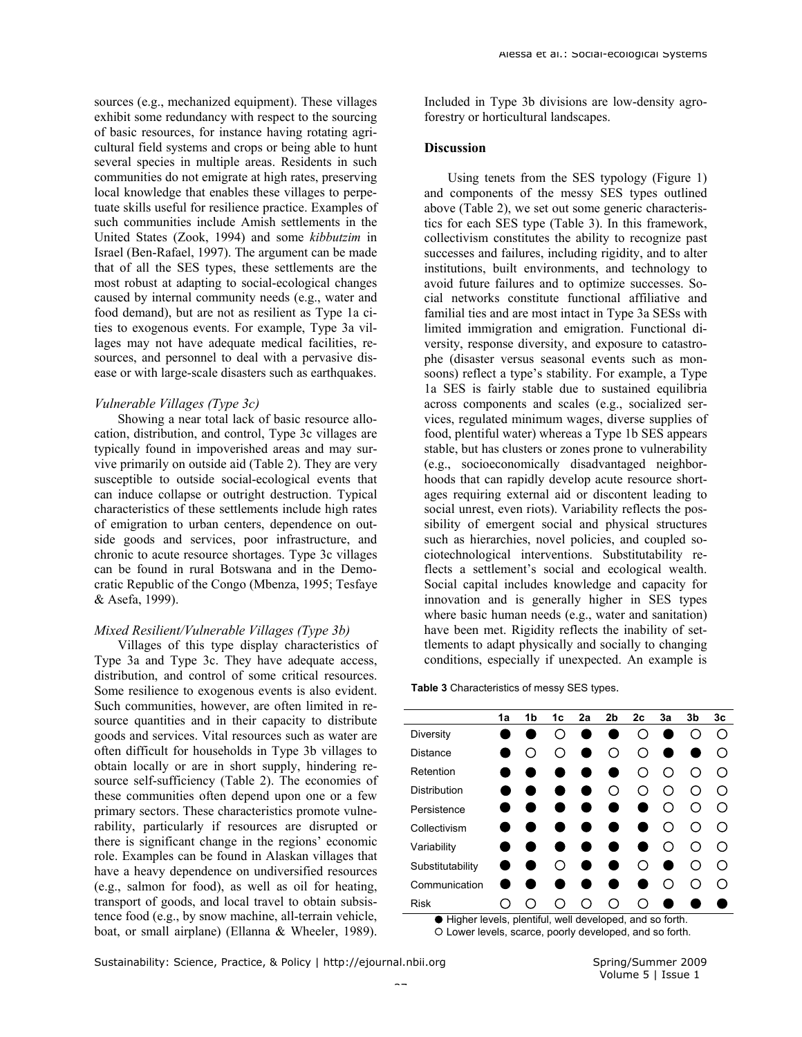sources (e.g., mechanized equipment). These villages exhibit some redundancy with respect to the sourcing of basic resources, for instance having rotating agricultural field systems and crops or being able to hunt several species in multiple areas. Residents in such communities do not emigrate at high rates, preserving local knowledge that enables these villages to perpetuate skills useful for resilience practice. Examples of such communities include Amish settlements in the United States (Zook, 1994) and some *kibbutzim* in Israel (Ben-Rafael, 1997). The argument can be made that of all the SES types, these settlements are the most robust at adapting to social-ecological changes caused by internal community needs (e.g., water and food demand), but are not as resilient as Type 1a cities to exogenous events. For example, Type 3a villages may not have adequate medical facilities, resources, and personnel to deal with a pervasive disease or with large-scale disasters such as earthquakes.

### *Vulnerable Villages (Type 3c)*

Showing a near total lack of basic resource allocation, distribution, and control, Type 3c villages are typically found in impoverished areas and may survive primarily on outside aid (Table 2). They are very susceptible to outside social-ecological events that can induce collapse or outright destruction. Typical characteristics of these settlements include high rates of emigration to urban centers, dependence on outside goods and services, poor infrastructure, and chronic to acute resource shortages. Type 3c villages can be found in rural Botswana and in the Democratic Republic of the Congo (Mbenza, 1995; Tesfaye & Asefa, 1999).

### *Mixed Resilient/Vulnerable Villages (Type 3b)*

Villages of this type display characteristics of Type 3a and Type 3c. They have adequate access, distribution, and control of some critical resources. Some resilience to exogenous events is also evident. Such communities, however, are often limited in resource quantities and in their capacity to distribute goods and services. Vital resources such as water are often difficult for households in Type 3b villages to obtain locally or are in short supply, hindering resource self-sufficiency (Table 2). The economies of these communities often depend upon one or a few primary sectors. These characteristics promote vulnerability, particularly if resources are disrupted or there is significant change in the regions' economic role. Examples can be found in Alaskan villages that have a heavy dependence on undiversified resources (e.g., salmon for food), as well as oil for heating, transport of goods, and local travel to obtain subsistence food (e.g., by snow machine, all-terrain vehicle, boat, or small airplane) (Ellanna & Wheeler, 1989). Included in Type 3b divisions are low-density agroforestry or horticultural landscapes.

## Discussion

Using tenets from the SES typology (Figure 1) and components of the messy SES types outlined above (Table 2), we set out some generic characteristics for each SES type (Table 3). In this framework, collectivism constitutes the ability to recognize past successes and failures, including rigidity, and to alter institutions, built environments, and technology to avoid future failures and to optimize successes. Social networks constitute functional affiliative and familial ties and are most intact in Type 3a SESs with limited immigration and emigration. Functional diversity, response diversity, and exposure to catastrophe (disaster versus seasonal events such as monsoons) reflect a type's stability. For example, a Type 1a SES is fairly stable due to sustained equilibria across components and scales (e.g., socialized services, regulated minimum wages, diverse supplies of food, plentiful water) whereas a Type 1b SES appears stable, but has clusters or zones prone to vulnerability (e.g., socioeconomically disadvantaged neighborhoods that can rapidly develop acute resource shortages requiring external aid or discontent leading to social unrest, even riots). Variability reflects the possibility of emergent social and physical structures such as hierarchies, novel policies, and coupled sociotechnological interventions. Substitutability reflects a settlement's social and ecological wealth. Social capital includes knowledge and capacity for innovation and is generally higher in SES types where basic human needs (e.g., water and sanitation) have been met. Rigidity reflects the inability of settlements to adapt physically and socially to changing conditions, especially if unexpected. An example is

**Table 3** Characteristics of messy SES types.

| | 1a | 1b | 1c | 2a | 2b | 2c | 3a | 3b | 3c |
|---|---|---|---|---|---|---|---|---|---|
| Diversity | ● | ● | ○ | ● | ● | ○ | ● | ○ | ○ |
| Distance | ● | ○ | ○ | ● | ○ | ○ | ● | ● | ○ |
| Retention | ● | ● | ● | ● | ● | ○ | ○ | ○ | ○ |
| Distribution | ● | ● | ● | ● | ○ | ○ | ○ | ○ | ○ |
| Persistence | ● | ● | ● | ● | ● | ● | ○ | ○ | ○ |
| Collectivism | ● | ● | ● | ● | ● | ● | ○ | ○ | ○ |
| Variability | ● | ● | ● | ● | ● | ● | ○ | ○ | ○ |
| Substitutability | ● | ● | ○ | ● | ● | ○ | ● | ○ | ○ |
| Communication | ● | ● | ● | ● | ● | ● | ○ | ○ | ○ |
| Risk | ○ | ○ | ○ | ○ | ○ | ○ | ● | ● | ● |

● Higher levels, plentiful, well developed, and so forth.
○ Lower levels, scarce, poorly developed, and so forth.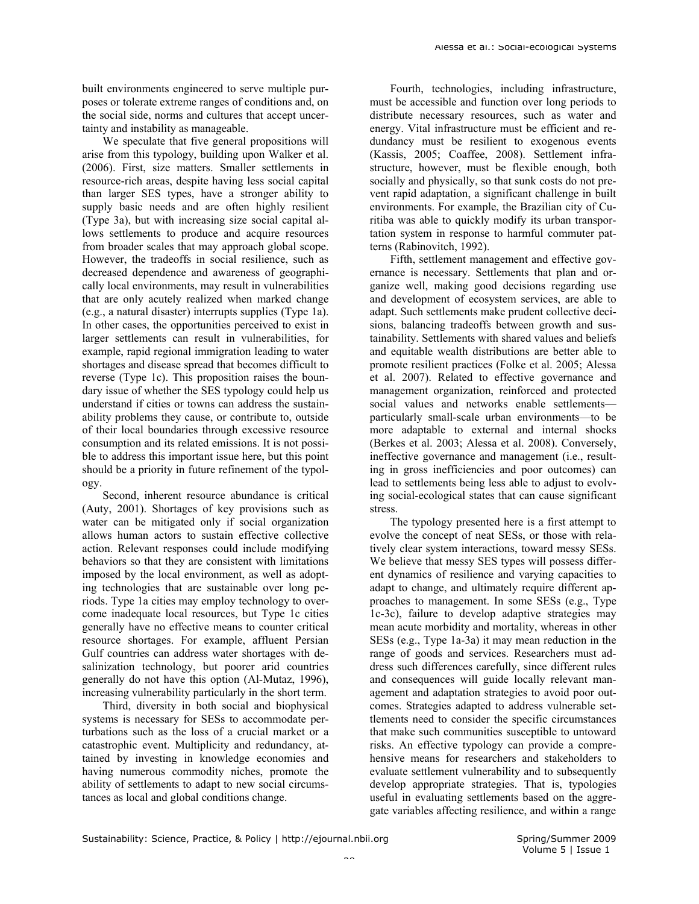built environments engineered to serve multiple purposes or tolerate extreme ranges of conditions and, on the social side, norms and cultures that accept uncertainty and instability as manageable.

We speculate that five general propositions will arise from this typology, building upon Walker et al. (2006). First, size matters. Smaller settlements in resource-rich areas, despite having less social capital than larger SES types, have a stronger ability to supply basic needs and are often highly resilient (Type 3a), but with increasing size social capital allows settlements to produce and acquire resources from broader scales that may approach global scope. However, the tradeoffs in social resilience, such as decreased dependence and awareness of geographically local environments, may result in vulnerabilities that are only acutely realized when marked change (e.g., a natural disaster) interrupts supplies (Type 1a). In other cases, the opportunities perceived to exist in larger settlements can result in vulnerabilities, for example, rapid regional immigration leading to water shortages and disease spread that becomes difficult to reverse (Type 1c). This proposition raises the boundary issue of whether the SES typology could help us understand if cities or towns can address the sustainability problems they cause, or contribute to, outside of their local boundaries through excessive resource consumption and its related emissions. It is not possible to address this important issue here, but this point should be a priority in future refinement of the typology.

Second, inherent resource abundance is critical (Auty, 2001). Shortages of key provisions such as water can be mitigated only if social organization allows human actors to sustain effective collective action. Relevant responses could include modifying behaviors so that they are consistent with limitations imposed by the local environment, as well as adopting technologies that are sustainable over long periods. Type 1a cities may employ technology to overcome inadequate local resources, but Type 1c cities generally have no effective means to counter critical resource shortages. For example, affluent Persian Gulf countries can address water shortages with desalinization technology, but poorer arid countries generally do not have this option (Al-Mutaz, 1996), increasing vulnerability particularly in the short term.

Third, diversity in both social and biophysical systems is necessary for SESs to accommodate perturbations such as the loss of a crucial market or a catastrophic event. Multiplicity and redundancy, attained by investing in knowledge economies and having numerous commodity niches, promote the ability of settlements to adapt to new social circumstances as local and global conditions change.

Fourth, technologies, including infrastructure, must be accessible and function over long periods to distribute necessary resources, such as water and energy. Vital infrastructure must be efficient and redundancy must be resilient to exogenous events (Kassis, 2005; Coaffee, 2008). Settlement infrastructure, however, must be flexible enough, both socially and physically, so that sunk costs do not prevent rapid adaptation, a significant challenge in built environments. For example, the Brazilian city of Curitiba was able to quickly modify its urban transportation system in response to harmful commuter patterns (Rabinovitch, 1992).

Fifth, settlement management and effective governance is necessary. Settlements that plan and organize well, making good decisions regarding use and development of ecosystem services, are able to adapt. Such settlements make prudent collective decisions, balancing tradeoffs between growth and sustainability. Settlements with shared values and beliefs and equitable wealth distributions are better able to promote resilient practices (Folke et al. 2005; Alessa et al. 2007). Related to effective governance and management organization, reinforced and protected social values and networks enable settlements—particularly small-scale urban environments—to be more adaptable to external and internal shocks (Berkes et al. 2003; Alessa et al. 2008). Conversely, ineffective governance and management (i.e., resulting in gross inefficiencies and poor outcomes) can lead to settlements being less able to adjust to evolving social-ecological states that can cause significant stress.

The typology presented here is a first attempt to evolve the concept of neat SESs, or those with relatively clear system interactions, toward messy SESs. We believe that messy SES types will possess different dynamics of resilience and varying capacities to adapt to change, and ultimately require different approaches to management. In some SESs (e.g., Type 1c-3c), failure to develop adaptive strategies may mean acute morbidity and mortality, whereas in other SESs (e.g., Type 1a-3a) it may mean reduction in the range of goods and services. Researchers must address such differences carefully, since different rules and consequences will guide locally relevant management and adaptation strategies to avoid poor outcomes. Strategies adapted to address vulnerable settlements need to consider the specific circumstances that make such communities susceptible to untoward risks. An effective typology can provide a comprehensive means for researchers and stakeholders to evaluate settlement vulnerability and to subsequently develop appropriate strategies. That is, typologies useful in evaluating settlements based on the aggregate variables affecting resilience, and within a range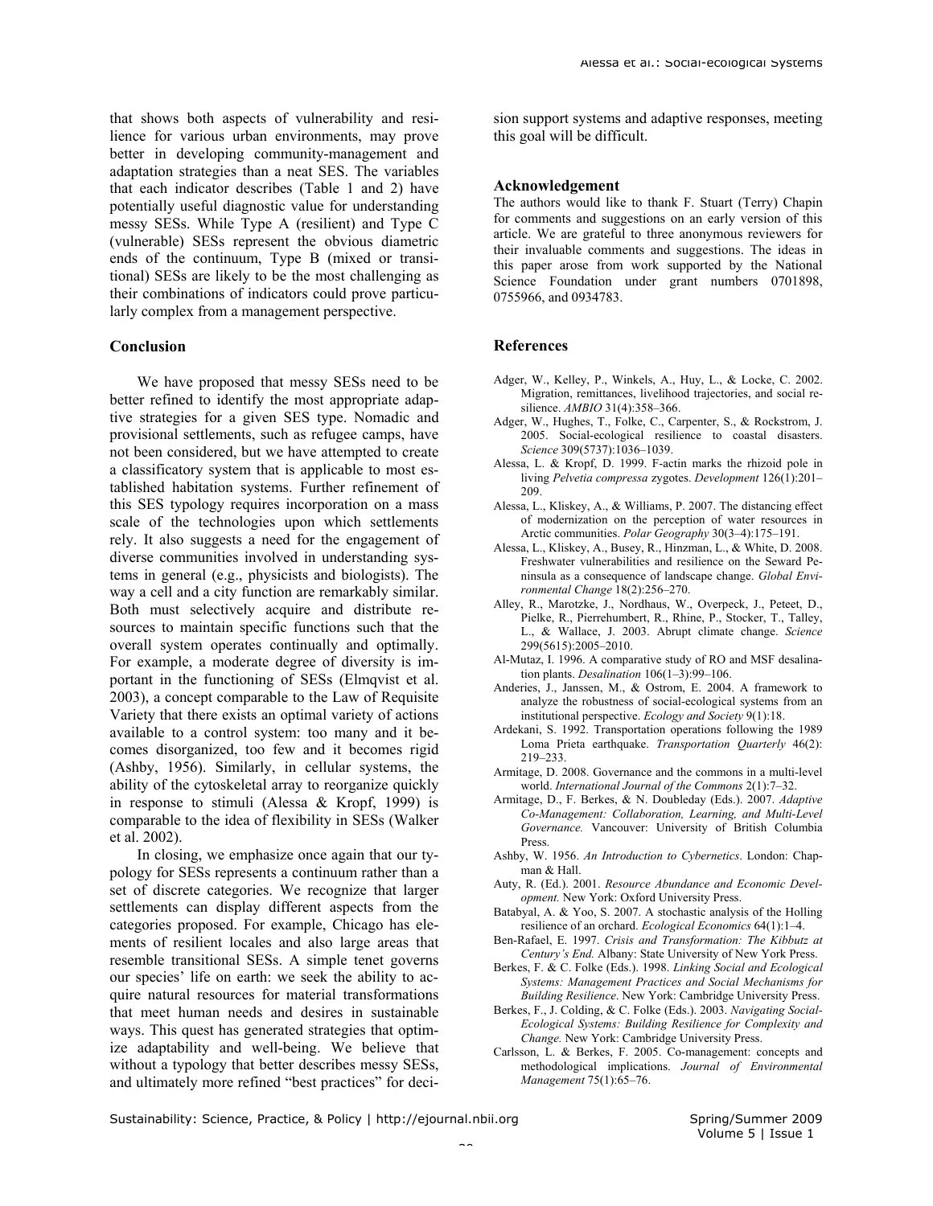that shows both aspects of vulnerability and resilience for various urban environments, may prove better in developing community-management and adaptation strategies than a neat SES. The variables that each indicator describes (Table 1 and 2) have potentially useful diagnostic value for understanding messy SESs. While Type A (resilient) and Type C (vulnerable) SESs represent the obvious diametric ends of the continuum, Type B (mixed or transitional) SESs are likely to be the most challenging as their combinations of indicators could prove particularly complex from a management perspective.

## Conclusion

We have proposed that messy SESs need to be better refined to identify the most appropriate adaptive strategies for a given SES type. Nomadic and provisional settlements, such as refugee camps, have not been considered, but we have attempted to create a classificatory system that is applicable to most established habitation systems. Further refinement of this SES typology requires incorporation on a mass scale of the technologies upon which settlements rely. It also suggests a need for the engagement of diverse communities involved in understanding systems in general (e.g., physicists and biologists). The way a cell and a city function are remarkably similar. Both must selectively acquire and distribute resources to maintain specific functions such that the overall system operates continually and optimally. For example, a moderate degree of diversity is important in the functioning of SESs (Elmqvist et al. 2003), a concept comparable to the Law of Requisite Variety that there exists an optimal variety of actions available to a control system: too many and it becomes disorganized, too few and it becomes rigid (Ashby, 1956). Similarly, in cellular systems, the ability of the cytoskeletal array to reorganize quickly in response to stimuli (Alessa & Kropf, 1999) is comparable to the idea of flexibility in SESs (Walker et al. 2002).

In closing, we emphasize once again that our typology for SESs represents a continuum rather than a set of discrete categories. We recognize that larger settlements can display different aspects from the categories proposed. For example, Chicago has elements of resilient locales and also large areas that resemble transitional SESs. A simple tenet governs our species' life on earth: we seek the ability to acquire natural resources for material transformations that meet human needs and desires in sustainable ways. This quest has generated strategies that optimize adaptability and well-being. We believe that without a typology that better describes messy SESs, and ultimately more refined "best practices" for decision support systems and adaptive responses, meeting this goal will be difficult.

## Acknowledgement

The authors would like to thank F. Stuart (Terry) Chapin for comments and suggestions on an early version of this article. We are grateful to three anonymous reviewers for their invaluable comments and suggestions. The ideas in this paper arose from work supported by the National Science Foundation under grant numbers 0701898, 0755966, and 0934783.

## References

Adger, W., Kelley, P., Winkels, A., Huy, L., & Locke, C. 2002. Migration, remittances, livelihood trajectories, and social resilience. *AMBIO* 31(4):358–366.

Adger, W., Hughes, T., Folke, C., Carpenter, S., & Rockstrom, J. 2005. Social-ecological resilience to coastal disasters. *Science* 309(5737):1036–1039.

Alessa, L. & Kropf, D. 1999. F-actin marks the rhizoid pole in living *Pelvetia compressa* zygotes. *Development* 126(1):201–209.

Alessa, L., Kliskey, A., & Williams, P. 2007. The distancing effect of modernization on the perception of water resources in Arctic communities. *Polar Geography* 30(3–4):175–191.

Alessa, L., Kliskey, A., Busey, R., Hinzman, L., & White, D. 2008. Freshwater vulnerabilities and resilience on the Seward Peninsula as a consequence of landscape change. *Global Environmental Change* 18(2):256–270.

Alley, R., Marotzke, J., Nordhaus, W., Overpeck, J., Peteet, D., Pielke, R., Pierrehumbert, R., Rhine, P., Stocker, T., Talley, L., & Wallace, J. 2003. Abrupt climate change. *Science* 299(5615):2005–2010.

Al-Mutaz, I. 1996. A comparative study of RO and MSF desalination plants. *Desalination* 106(1–3):99–106.

Anderies, J., Janssen, M., & Ostrom, E. 2004. A framework to analyze the robustness of social-ecological systems from an institutional perspective. *Ecology and Society* 9(1):18.

Ardekani, S. 1992. Transportation operations following the 1989 Loma Prieta earthquake. *Transportation Quarterly* 46(2): 219–233.

Armitage, D. 2008. Governance and the commons in a multi-level world. *International Journal of the Commons* 2(1):7–32.

Armitage, D., F. Berkes, & N. Doubleday (Eds.). 2007. *Adaptive Co-Management: Collaboration, Learning, and Multi-Level Governance.* Vancouver: University of British Columbia Press.

Ashby, W. 1956. *An Introduction to Cybernetics*. London: Chapman & Hall.

Auty, R. (Ed.). 2001. *Resource Abundance and Economic Development.* New York: Oxford University Press.

Batabyal, A. & Yoo, S. 2007. A stochastic analysis of the Holling resilience of an orchard. *Ecological Economics* 64(1):1–4.

Ben-Rafael, E. 1997. *Crisis and Transformation: The Kibbutz at Century's End.* Albany: State University of New York Press.

Berkes, F. & C. Folke (Eds.). 1998. *Linking Social and Ecological Systems: Management Practices and Social Mechanisms for Building Resilience*. New York: Cambridge University Press.

Berkes, F., J. Colding, & C. Folke (Eds.). 2003. *Navigating Social-Ecological Systems: Building Resilience for Complexity and Change.* New York: Cambridge University Press.

Carlsson, L. & Berkes, F. 2005. Co-management: concepts and methodological implications. *Journal of Environmental Management* 75(1):65–76.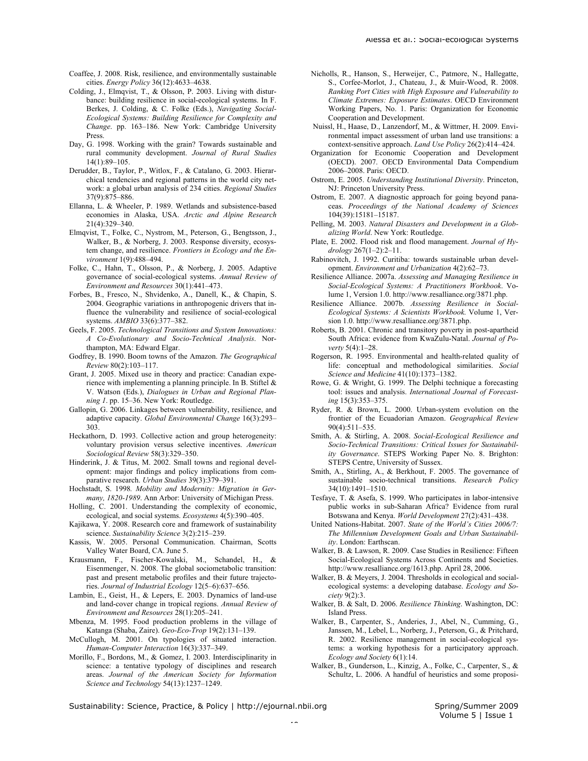Coaffee, J. 2008. Risk, resilience, and environmentally sustainable cities. *Energy Policy* 36(12):4633–4638.

Colding, J., Elmqvist, T., & Olsson, P. 2003. Living with disturbance: building resilience in social-ecological systems. In F. Berkes, J. Colding, & C. Folke (Eds.), *Navigating Social-Ecological Systems: Building Resilience for Complexity and Change*. pp. 163–186. New York: Cambridge University Press.

Day, G. 1998. Working with the grain? Towards sustainable and rural community development. *Journal of Rural Studies* 14(1):89–105.

Derudder, B., Taylor, P., Witlox, F., & Catalano, G. 2003. Hierarchical tendencies and regional patterns in the world city network: a global urban analysis of 234 cities. *Regional Studies* 37(9):875–886.

Ellanna, L. & Wheeler, P. 1989. Wetlands and subsistence-based economies in Alaska, USA. *Arctic and Alpine Research* 21(4):329–340.

Elmqvist, T., Folke, C., Nystrom, M., Peterson, G., Bengtsson, J., Walker, B., & Norberg, J. 2003. Response diversity, ecosystem change, and resilience. *Frontiers in Ecology and the Environment* 1(9):488–494.

Folke, C., Hahn, T., Olsson, P., & Norberg, J. 2005. Adaptive governance of social-ecological systems. *Annual Review of Environment and Resources* 30(1):441–473.

Forbes, B., Fresco, N., Shvidenko, A., Danell, K., & Chapin, S. 2004. Geographic variations in anthropogenic drivers that influence the vulnerability and resilience of social-ecological systems. *AMBIO* 33(6):377–382.

Geels, F. 2005. *Technological Transitions and System Innovations: A Co-Evolutionary and Socio-Technical Analysis*. Northampton, MA: Edward Elgar.

Godfrey, B. 1990. Boom towns of the Amazon. *The Geographical Review* 80(2):103–117.

Grant, J. 2005. Mixed use in theory and practice: Canadian experience with implementing a planning principle. In B. Stiftel & V. Watson (Eds.), *Dialogues in Urban and Regional Planning 1*. pp. 15–36. New York: Routledge.

Gallopin, G. 2006. Linkages between vulnerability, resilience, and adaptive capacity. *Global Environmental Change* 16(3):293–303.

Heckathorn, D. 1993. Collective action and group heterogeneity: voluntary provision versus selective incentives. *American Sociological Review* 58(3):329–350.

Hinderink, J. & Titus, M. 2002. Small towns and regional development: major findings and policy implications from comparative research. *Urban Studies* 39(3):379–391.

Hochstadt, S. 1998. *Mobility and Modernity: Migration in Germany, 1820-1989*. Ann Arbor: University of Michigan Press.

Holling, C. 2001. Understanding the complexity of economic, ecological, and social systems. *Ecosystems* 4(5):390–405.

Kajikawa, Y. 2008. Research core and framework of sustainability science. *Sustainability Science* 3(2):215–239.

Kassis, W. 2005. Personal Communication. Chairman, Scotts Valley Water Board, CA. June 5.

Krausmann, F., Fischer-Kowalski, M., Schandel, H., & Eisenmenger, N. 2008. The global sociometabolic transition: past and present metabolic profiles and their future trajectories. *Journal of Industrial Ecology* 12(5–6):637–656.

Lambin, E., Geist, H., & Lepers, E. 2003. Dynamics of land-use and land-cover change in tropical regions. *Annual Review of Environment and Resources* 28(1):205–241.

Mbenza, M. 1995. Food production problems in the village of Katanga (Shaba, Zaire). *Geo-Eco-Trop* 19(2):131–139.

McCullogh, M. 2001. On typologies of situated interaction. *Human-Computer Interaction* 16(3):337–349.

Morillo, F., Bordons, M., & Gomez, I. 2003. Interdisciplinarity in science: a tentative typology of disciplines and research areas. *Journal of the American Society for Information Science and Technology* 54(13):1237–1249.

Nicholls, R., Hanson, S., Herweijer, C., Patmore, N., Hallegatte, S., Corfee-Morlot, J., Chateau, J., & Muir-Wood, R. 2008. *Ranking Port Cities with High Exposure and Vulnerability to Climate Extremes: Exposure Estimates*. OECD Environment Working Papers, No. 1. Paris: Organization for Economic Cooperation and Development.

Nuissl, H., Haase, D., Lanzendorf, M., & Wittmer, H. 2009. Environmental impact assessment of urban land use transitions: a context-sensitive approach. *Land Use Policy* 26(2):414–424.

Organization for Economic Cooperation and Development (OECD). 2007. OECD Environmental Data Compendium 2006–2008. Paris: OECD.

Ostrom, E. 2005. *Understanding Institutional Diversity*. Princeton, NJ: Princeton University Press.

Ostrom, E. 2007. A diagnostic approach for going beyond panaceas. *Proceedings of the National Academy of Sciences* 104(39):15181–15187.

Pelling, M. 2003. *Natural Disasters and Development in a Globalizing World*. New York: Routledge.

Plate, E. 2002. Flood risk and flood management. *Journal of Hydrology* 267(1–2):2–11.

Rabinovitch, J. 1992. Curitiba: towards sustainable urban development. *Environment and Urbanization* 4(2):62–73.

Resilience Alliance. 2007a. *Assessing and Managing Resilience in Social-Ecological Systems: A Practitioners Workbook*. Volume 1, Version 1.0. http://www.resalliance.org/3871.php.

Resilience Alliance. 2007b. *Assessing Resilience in Social-Ecological Systems: A Scientists Workbook*. Volume 1, Version 1.0. http://www.resalliance.org/3871.php.

Roberts, B. 2001. Chronic and transitory poverty in post-apartheid South Africa: evidence from KwaZulu-Natal. *Journal of Poverty* 5(4):1–28.

Rogerson, R. 1995. Environmental and health-related quality of life: conceptual and methodological similarities. *Social Science and Medicine* 41(10):1373–1382.

Rowe, G. & Wright, G. 1999. The Delphi technique a forecasting tool: issues and analysis. *International Journal of Forecasting* 15(3):353–375.

Ryder, R. & Brown, L. 2000. Urban-system evolution on the frontier of the Ecuadorian Amazon. *Geographical Review* 90(4):511–535.

Smith, A. & Stirling, A. 2008. *Social-Ecological Resilience and Socio-Technical Transitions: Critical Issues for Sustainability Governance*. STEPS Working Paper No. 8. Brighton: STEPS Centre, University of Sussex.

Smith, A., Stirling, A., & Berkhout, F. 2005. The governance of sustainable socio-technical transitions. *Research Policy* 34(10):1491–1510.

Tesfaye, T. & Asefa, S. 1999. Who participates in labor-intensive public works in sub-Saharan Africa? Evidence from rural Botswana and Kenya. *World Development* 27(2):431–438.

United Nations-Habitat. 2007. *State of the World's Cities 2006/7: The Millennium Development Goals and Urban Sustainability*. London: Earthscan.

Walker, B. & Lawson, R. 2009. Case Studies in Resilience: Fifteen Social-Ecological Systems Across Continents and Societies. http://www.resalliance.org/1613.php. April 28, 2006.

Walker, B. & Meyers, J. 2004. Thresholds in ecological and social-ecological systems: a developing database. *Ecology and Society* 9(2):3.

Walker, B. & Salt, D. 2006. *Resilience Thinking*. Washington, DC: Island Press.

Walker, B., Carpenter, S., Anderies, J., Abel, N., Cumming, G., Janssen, M., Lebel, L., Norberg, J., Peterson, G., & Pritchard, R. 2002. Resilience management in social-ecological systems: a working hypothesis for a participatory approach. *Ecology and Society* 6(1):14.

Walker, B., Gunderson, L., Kinzig, A., Folke, C., Carpenter, S., & Schultz, L. 2006. A handful of heuristics and some proposi-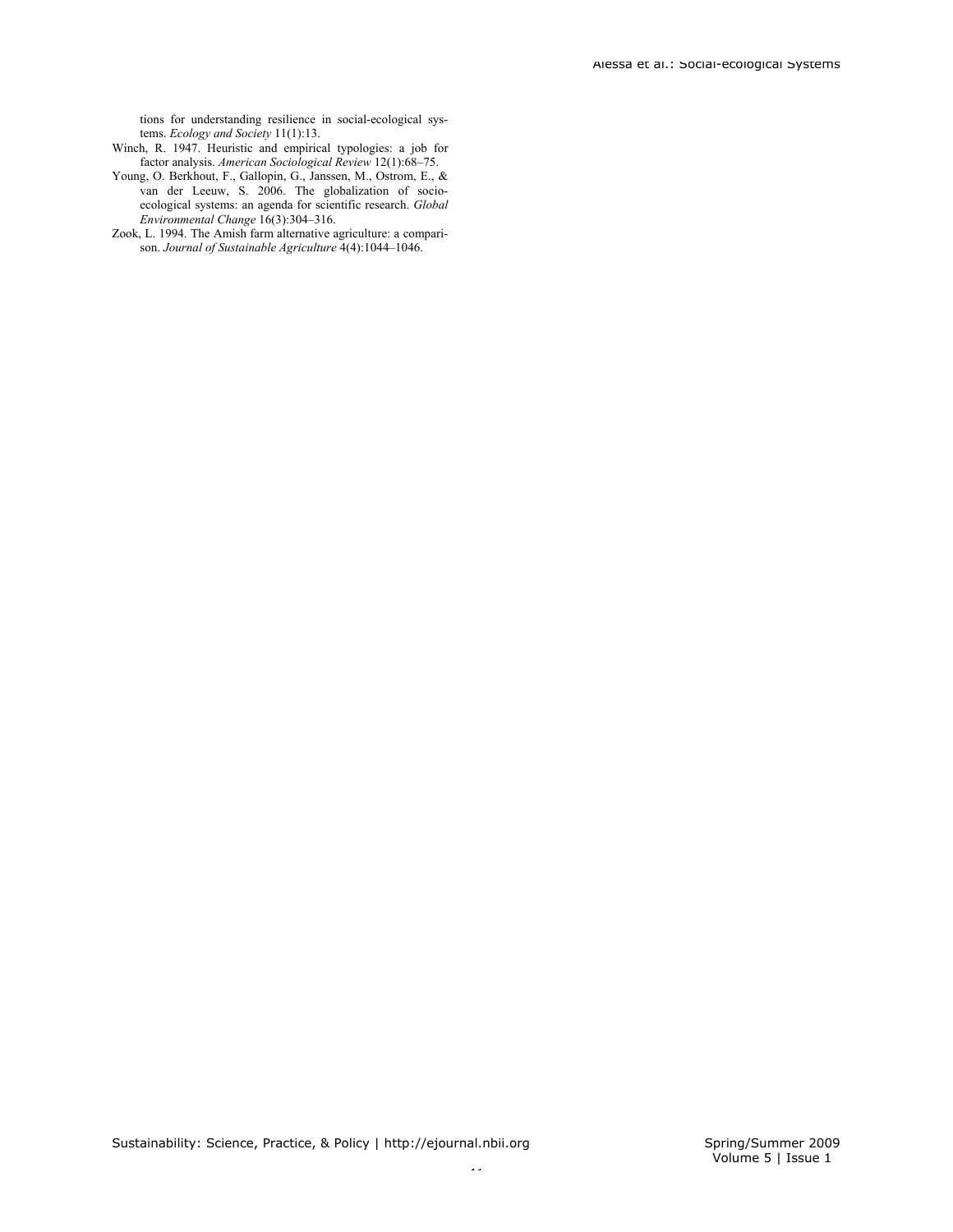tions for understanding resilience in social-ecological systems. *Ecology and Society* 11(1):13.

Winch, R. 1947. Heuristic and empirical typologies: a job for factor analysis. *American Sociological Review* 12(1):68–75.

Young, O. Berkhout, F., Gallopin, G., Janssen, M., Ostrom, E., & van der Leeuw, S. 2006. The globalization of socio-ecological systems: an agenda for scientific research. *Global Environmental Change* 16(3):304–316.

Zook, L. 1994. The Amish farm alternative agriculture: a comparison. *Journal of Sustainable Agriculture* 4(4):1044–1046.